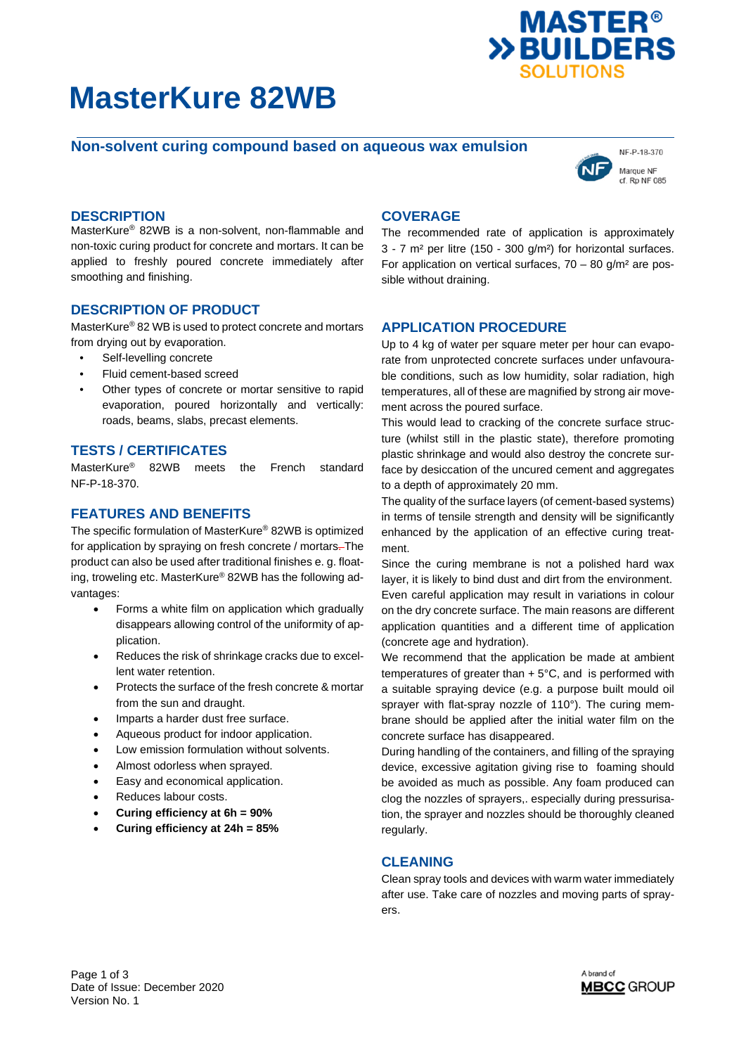# MasterKure 82WB

## Non-solvent curing compound based on aqueous wax emulsion

NF-P-18-370

Marque NF
cf. Rp NF 085

## DESCRIPTION

MasterKure® 82WB is a non-solvent, non-flammable and non-toxic curing product for concrete and mortars. It can be applied to freshly poured concrete immediately after smoothing and finishing.

## DESCRIPTION OF PRODUCT

MasterKure® 82 WB is used to protect concrete and mortars from drying out by evaporation.

- Self-levelling concrete
- Fluid cement-based screed
- Other types of concrete or mortar sensitive to rapid evaporation, poured horizontally and vertically: roads, beams, slabs, precast elements.

## TESTS / CERTIFICATES

MasterKure® 82WB meets the French standard NF-P-18-370.

## FEATURES AND BENEFITS

The specific formulation of MasterKure® 82WB is optimized for application by spraying on fresh concrete / mortars. The product can also be used after traditional finishes e. g. floating, troweling etc. MasterKure® 82WB has the following advantages:

- Forms a white film on application which gradually disappears allowing control of the uniformity of application.
- Reduces the risk of shrinkage cracks due to excellent water retention.
- Protects the surface of the fresh concrete & mortar from the sun and draught.
- Imparts a harder dust free surface.
- Aqueous product for indoor application.
- Low emission formulation without solvents.
- Almost odorless when sprayed.
- Easy and economical application.
- Reduces labour costs.
- **Curing efficiency at 6h = 90%**
- **Curing efficiency at 24h = 85%**

## COVERAGE

The recommended rate of application is approximately 3 - 7 m² per litre (150 - 300 g/m²) for horizontal surfaces. For application on vertical surfaces, 70 – 80 g/m² are possible without draining.

## APPLICATION PROCEDURE

Up to 4 kg of water per square meter per hour can evaporate from unprotected concrete surfaces under unfavourable conditions, such as low humidity, solar radiation, high temperatures, all of these are magnified by strong air movement across the poured surface.

This would lead to cracking of the concrete surface structure (whilst still in the plastic state), therefore promoting plastic shrinkage and would also destroy the concrete surface by desiccation of the uncured cement and aggregates to a depth of approximately 20 mm.

The quality of the surface layers (of cement-based systems) in terms of tensile strength and density will be significantly enhanced by the application of an effective curing treatment.

Since the curing membrane is not a polished hard wax layer, it is likely to bind dust and dirt from the environment.

Even careful application may result in variations in colour on the dry concrete surface. The main reasons are different application quantities and a different time of application (concrete age and hydration).

We recommend that the application be made at ambient temperatures of greater than + 5°C, and is performed with a suitable spraying device (e.g. a purpose built mould oil sprayer with flat-spray nozzle of 110°). The curing membrane should be applied after the initial water film on the concrete surface has disappeared.

During handling of the containers, and filling of the spraying device, excessive agitation giving rise to foaming should be avoided as much as possible. Any foam produced can clog the nozzles of sprayers,. especially during pressurisation, the sprayer and nozzles should be thoroughly cleaned regularly.

## CLEANING

Clean spray tools and devices with warm water immediately after use. Take care of nozzles and moving parts of sprayers.

Date of Issue: December 2020
Version No. 1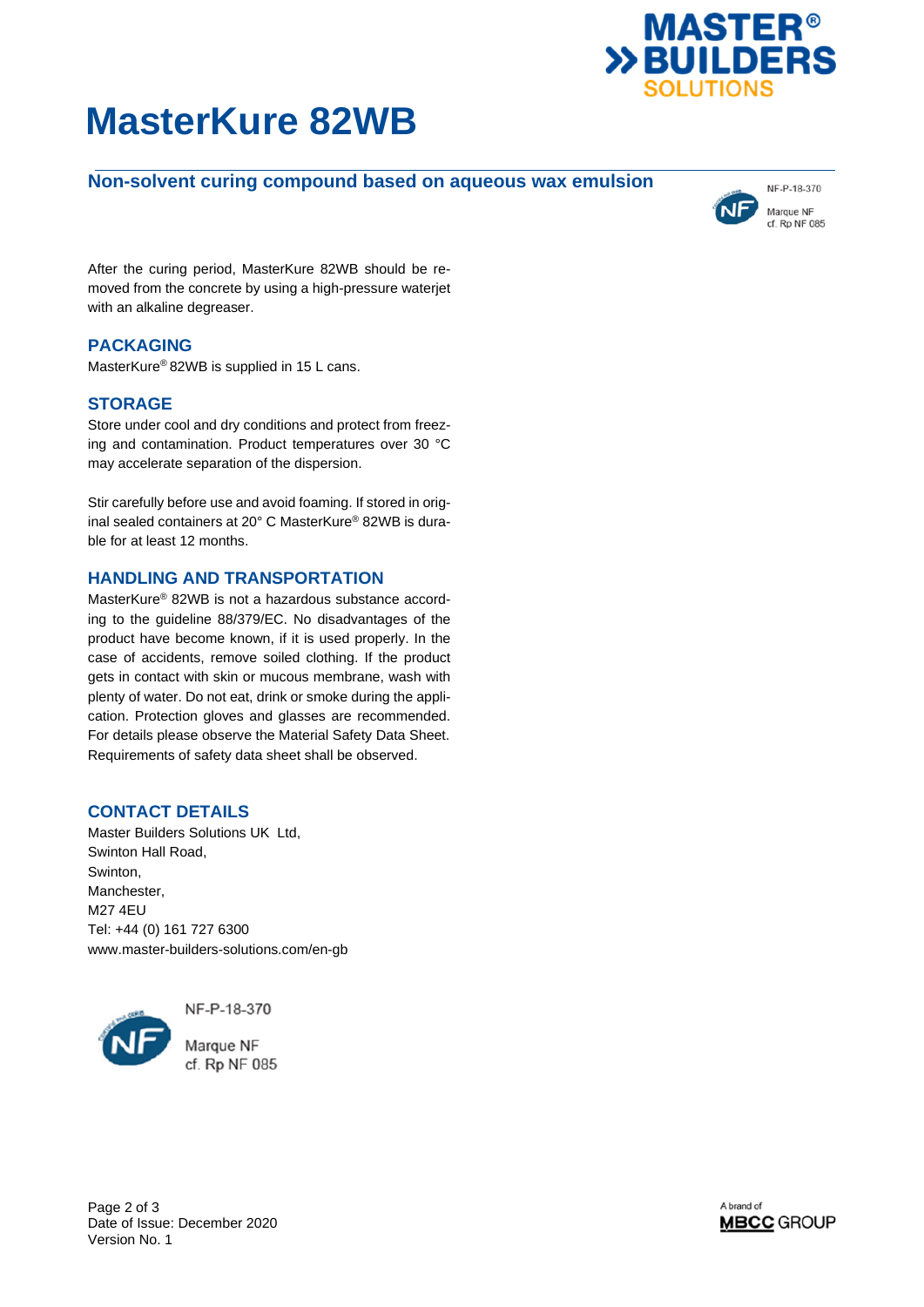# MasterKure 82WB

## Non-solvent curing compound based on aqueous wax emulsion

NF-P-18-370

Marque NF
cf. Rp NF 085

After the curing period, MasterKure 82WB should be removed from the concrete by using a high-pressure waterjet with an alkaline degreaser.

## PACKAGING

MasterKure® 82WB is supplied in 15 L cans.

## STORAGE

Store under cool and dry conditions and protect from freezing and contamination. Product temperatures over 30 °C may accelerate separation of the dispersion.

Stir carefully before use and avoid foaming. If stored in original sealed containers at 20° C MasterKure® 82WB is durable for at least 12 months.

## HANDLING AND TRANSPORTATION

MasterKure® 82WB is not a hazardous substance according to the guideline 88/379/EC. No disadvantages of the product have become known, if it is used properly. In the case of accidents, remove soiled clothing. If the product gets in contact with skin or mucous membrane, wash with plenty of water. Do not eat, drink or smoke during the application. Protection gloves and glasses are recommended. For details please observe the Material Safety Data Sheet. Requirements of safety data sheet shall be observed.

## CONTACT DETAILS

Master Builders Solutions UK Ltd,
Swinton Hall Road,
Swinton,
Manchester,
M27 4EU
Tel: +44 (0) 161 727 6300
www.master-builders-solutions.com/en-gb

NF-P-18-370

Marque NF
cf. Rp NF 085

Date of Issue: December 2020
Version No. 1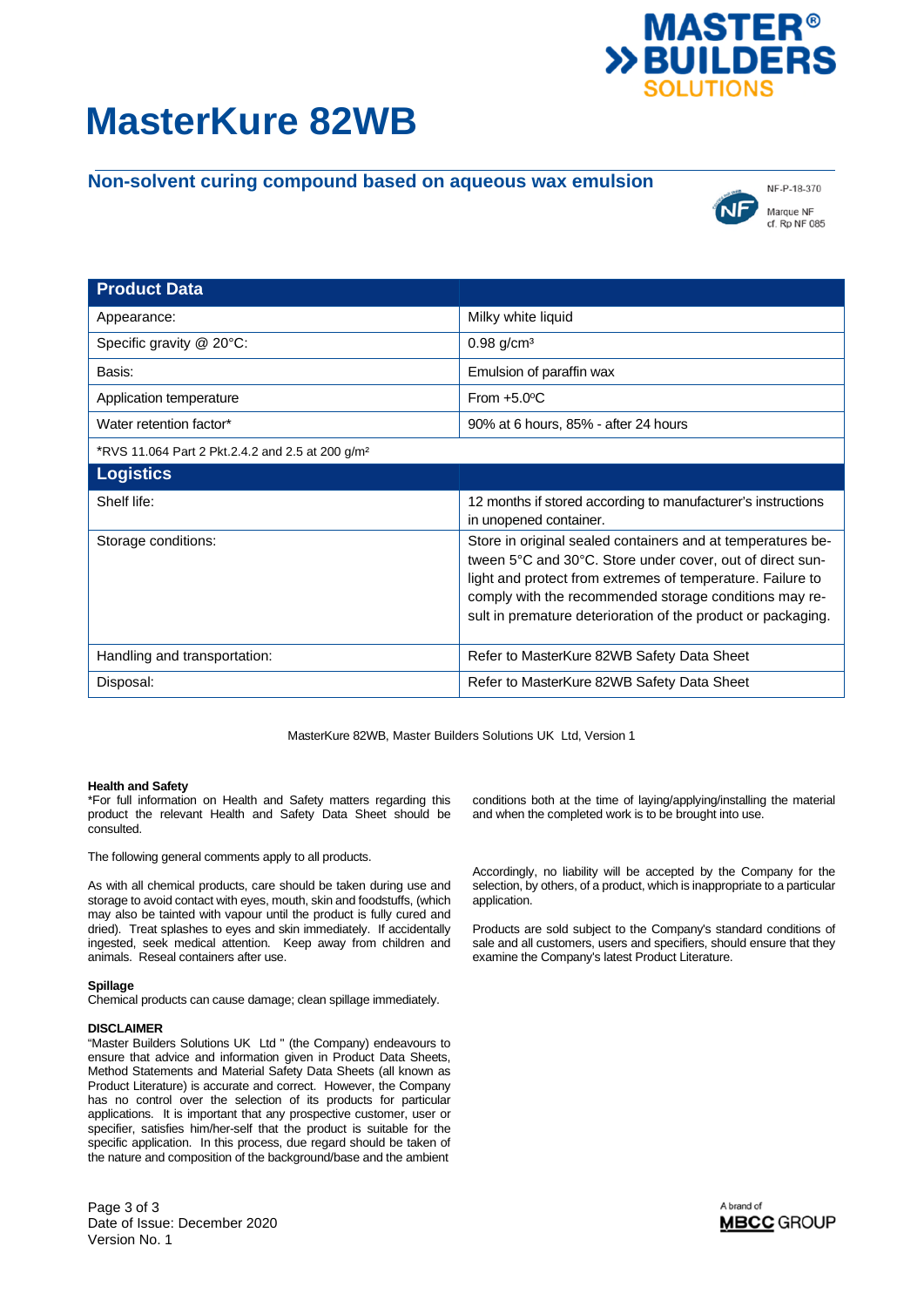# MasterKure 82WB

## Non-solvent curing compound based on aqueous wax emulsion

NF-P-18-370

Marque NF
cf. Rp NF 085

| Product Data | |
|---|---|
| Appearance: | Milky white liquid |
| Specific gravity @ 20°C: | 0.98 g/cm³ |
| Basis: | Emulsion of paraffin wax |
| Application temperature | From +5.0ºC |
| Water retention factor* | 90% at 6 hours, 85% - after 24 hours |
| *RVS 11.064 Part 2 Pkt.2.4.2 and 2.5 at 200 g/m² | |
| **Logistics** | |
| Shelf life: | 12 months if stored according to manufacturer's instructions in unopened container. |
| Storage conditions: | Store in original sealed containers and at temperatures between 5°C and 30°C. Store under cover, out of direct sunlight and protect from extremes of temperature. Failure to comply with the recommended storage conditions may result in premature deterioration of the product or packaging. |
| Handling and transportation: | Refer to MasterKure 82WB Safety Data Sheet |
| Disposal: | Refer to MasterKure 82WB Safety Data Sheet |

MasterKure 82WB, Master Builders Solutions UK Ltd, Version 1

**Health and Safety**
*For full information on Health and Safety matters regarding this product the relevant Health and Safety Data Sheet should be consulted.

The following general comments apply to all products.

As with all chemical products, care should be taken during use and storage to avoid contact with eyes, mouth, skin and foodstuffs, (which may also be tainted with vapour until the product is fully cured and dried). Treat splashes to eyes and skin immediately. If accidentally ingested, seek medical attention. Keep away from children and animals. Reseal containers after use.

**Spillage**
Chemical products can cause damage; clean spillage immediately.

**DISCLAIMER**
"Master Builders Solutions UK Ltd " (the Company) endeavours to ensure that advice and information given in Product Data Sheets, Method Statements and Material Safety Data Sheets (all known as Product Literature) is accurate and correct. However, the Company has no control over the selection of its products for particular applications. It is important that any prospective customer, user or specifier, satisfies him/her-self that the product is suitable for the specific application. In this process, due regard should be taken of the nature and composition of the background/base and the ambient conditions both at the time of laying/applying/installing the material and when the completed work is to be brought into use.

Accordingly, no liability will be accepted by the Company for the selection, by others, of a product, which is inappropriate to a particular application.

Products are sold subject to the Company's standard conditions of sale and all customers, users and specifiers, should ensure that they examine the Company's latest Product Literature.

Date of Issue: December 2020
Version No. 1